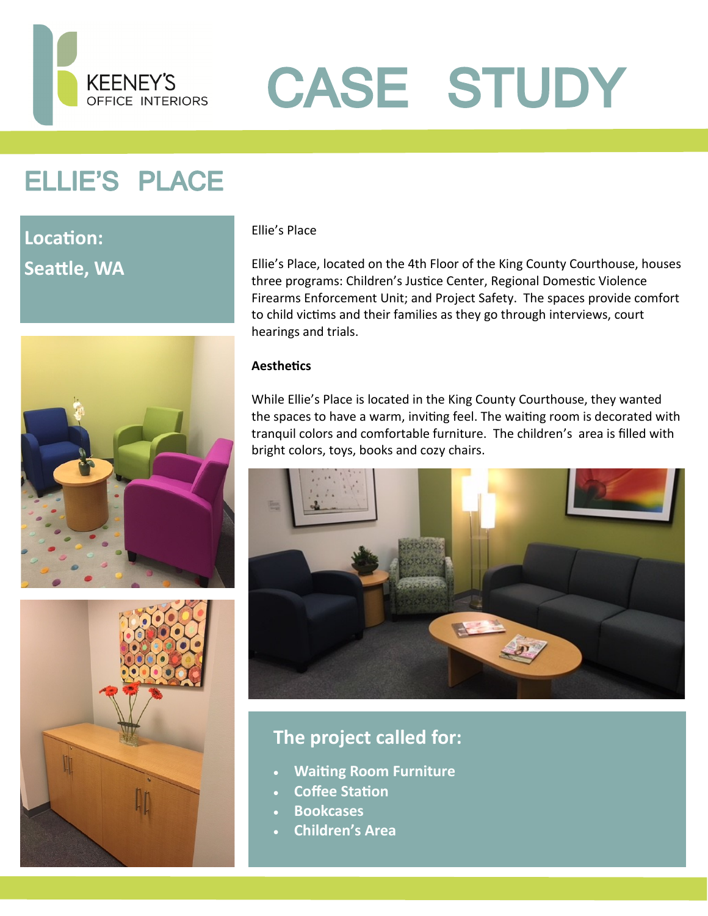KEENEY'S
OFFICE INTERIORS

# CASE STUDY

## ELLIE'S PLACE

**Location:**
**Seattle, WA**

Ellie's Place

Ellie's Place, located on the 4th Floor of the King County Courthouse, houses three programs: Children's Justice Center, Regional Domestic Violence Firearms Enforcement Unit; and Project Safety. The spaces provide comfort to child victims and their families as they go through interviews, court hearings and trials.

**Aesthetics**

While Ellie's Place is located in the King County Courthouse, they wanted the spaces to have a warm, inviting feel. The waiting room is decorated with tranquil colors and comfortable furniture. The children's area is filled with bright colors, toys, books and cozy chairs.

### The project called for:

- **Waiting Room Furniture**
- **Coffee Station**
- **Bookcases**
- **Children's Area**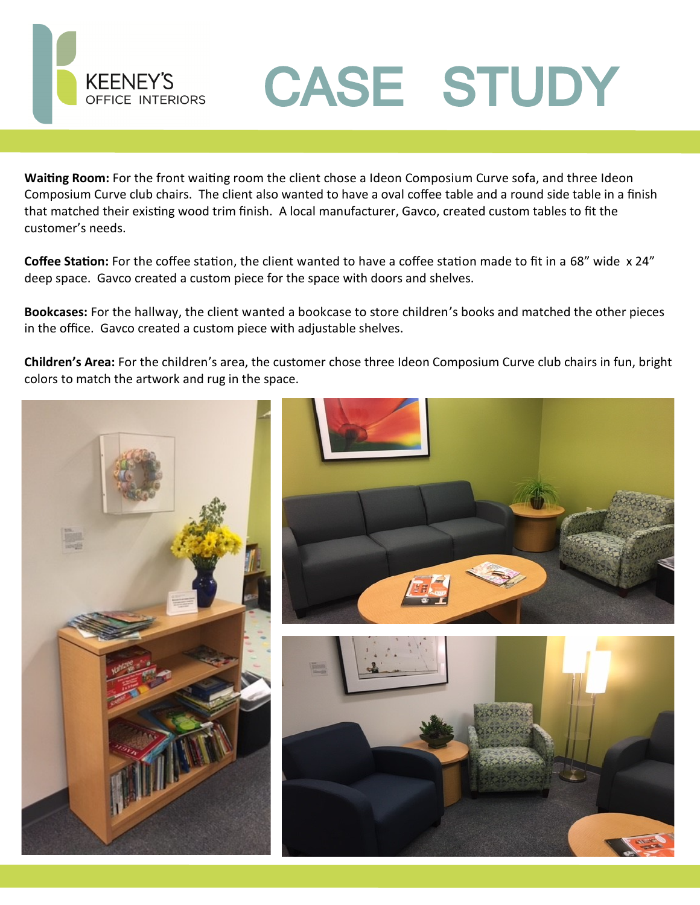KEENEY'S
OFFICE INTERIORS

# CASE STUDY

**Waiting Room:** For the front waiting room the client chose a Ideon Composium Curve sofa, and three Ideon Composium Curve club chairs. The client also wanted to have a oval coffee table and a round side table in a finish that matched their existing wood trim finish. A local manufacturer, Gavco, created custom tables to fit the customer's needs.

**Coffee Station:** For the coffee station, the client wanted to have a coffee station made to fit in a 68" wide x 24" deep space. Gavco created a custom piece for the space with doors and shelves.

**Bookcases:** For the hallway, the client wanted a bookcase to store children's books and matched the other pieces in the office. Gavco created a custom piece with adjustable shelves.

**Children's Area:** For the children's area, the customer chose three Ideon Composium Curve club chairs in fun, bright colors to match the artwork and rug in the space.